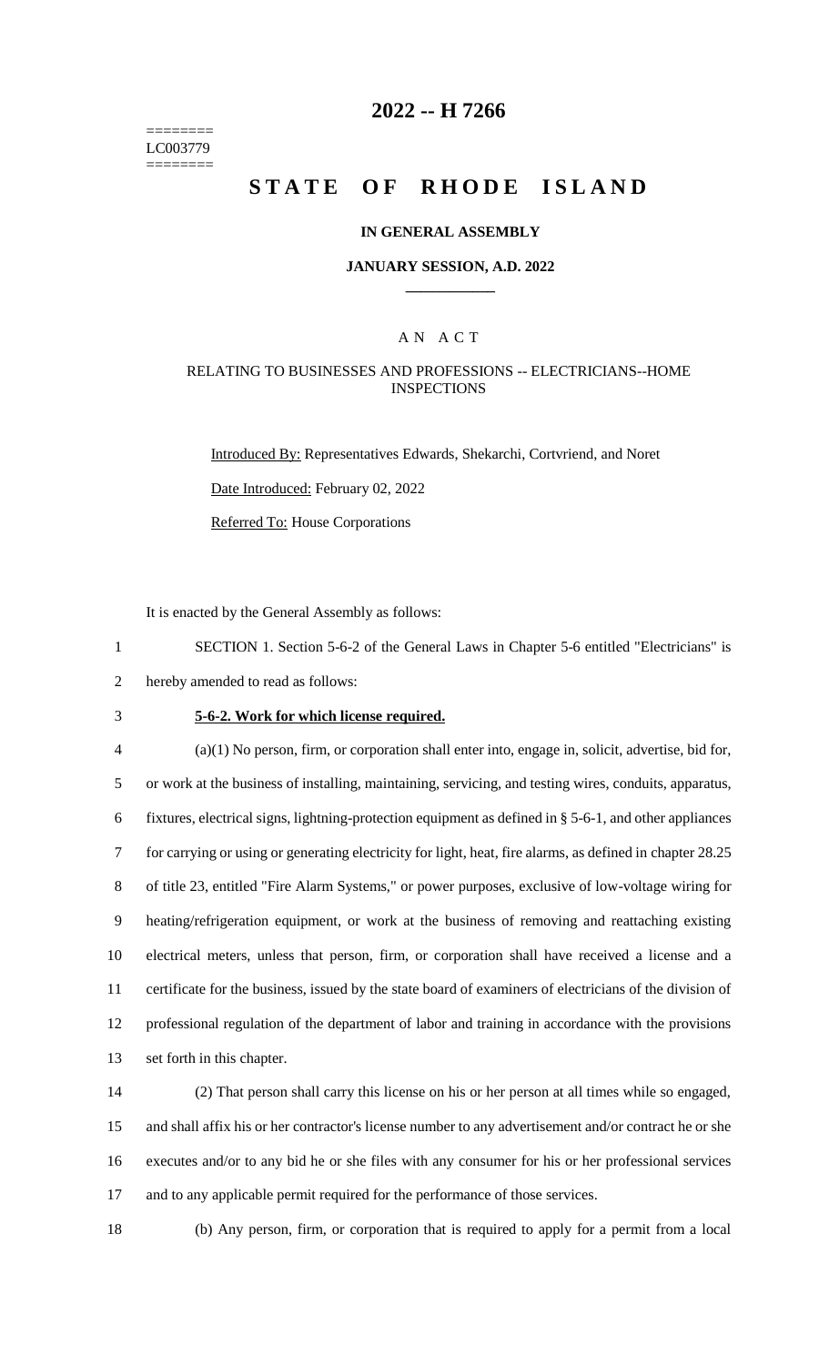======== LC003779 ========

# 2022 -- H 7266

# STATE OF RHODE ISLAND

### IN GENERAL ASSEMBLY

### JANUARY SESSION, A.D. 2022

## AN ACT

### RELATING TO BUSINESSES AND PROFESSIONS -- ELECTRICIANS--HOME INSPECTIONS

Introduced By: Representatives Edwards, Shekarchi, Cortvriend, and Noret

Date Introduced: February 02, 2022

Referred To: House Corporations

It is enacted by the General Assembly as follows:

SECTION 1. Section 5-6-2 of the General Laws in Chapter 5-6 entitled "Electricians" is hereby amended to read as follows:

**5-6-2. Work for which license required.**

(a)(1) No person, firm, or corporation shall enter into, engage in, solicit, advertise, bid for, or work at the business of installing, maintaining, servicing, and testing wires, conduits, apparatus, fixtures, electrical signs, lightning-protection equipment as defined in § 5-6-1, and other appliances for carrying or using or generating electricity for light, heat, fire alarms, as defined in chapter 28.25 of title 23, entitled "Fire Alarm Systems," or power purposes, exclusive of low-voltage wiring for heating/refrigeration equipment, or work at the business of removing and reattaching existing electrical meters, unless that person, firm, or corporation shall have received a license and a certificate for the business, issued by the state board of examiners of electricians of the division of professional regulation of the department of labor and training in accordance with the provisions set forth in this chapter.

(2) That person shall carry this license on his or her person at all times while so engaged, and shall affix his or her contractor's license number to any advertisement and/or contract he or she executes and/or to any bid he or she files with any consumer for his or her professional services and to any applicable permit required for the performance of those services.

(b) Any person, firm, or corporation that is required to apply for a permit from a local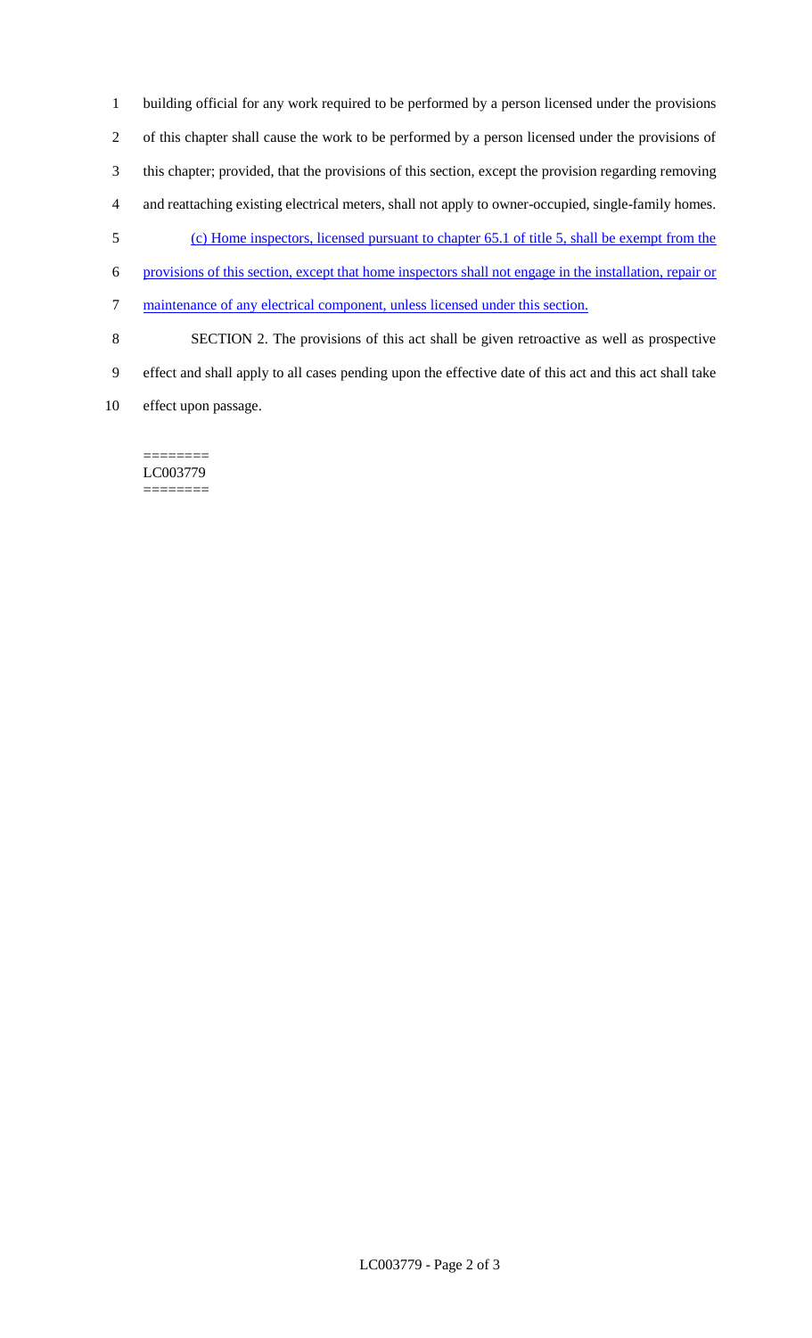building official for any work required to be performed by a person licensed under the provisions of this chapter shall cause the work to be performed by a person licensed under the provisions of this chapter; provided, that the provisions of this section, except the provision regarding removing and reattaching existing electrical meters, shall not apply to owner-occupied, single-family homes.

(c) Home inspectors, licensed pursuant to chapter 65.1 of title 5, shall be exempt from the provisions of this section, except that home inspectors shall not engage in the installation, repair or maintenance of any electrical component, unless licensed under this section.

SECTION 2. The provisions of this act shall be given retroactive as well as prospective effect and shall apply to all cases pending upon the effective date of this act and this act shall take effect upon passage.

========
LC003779
========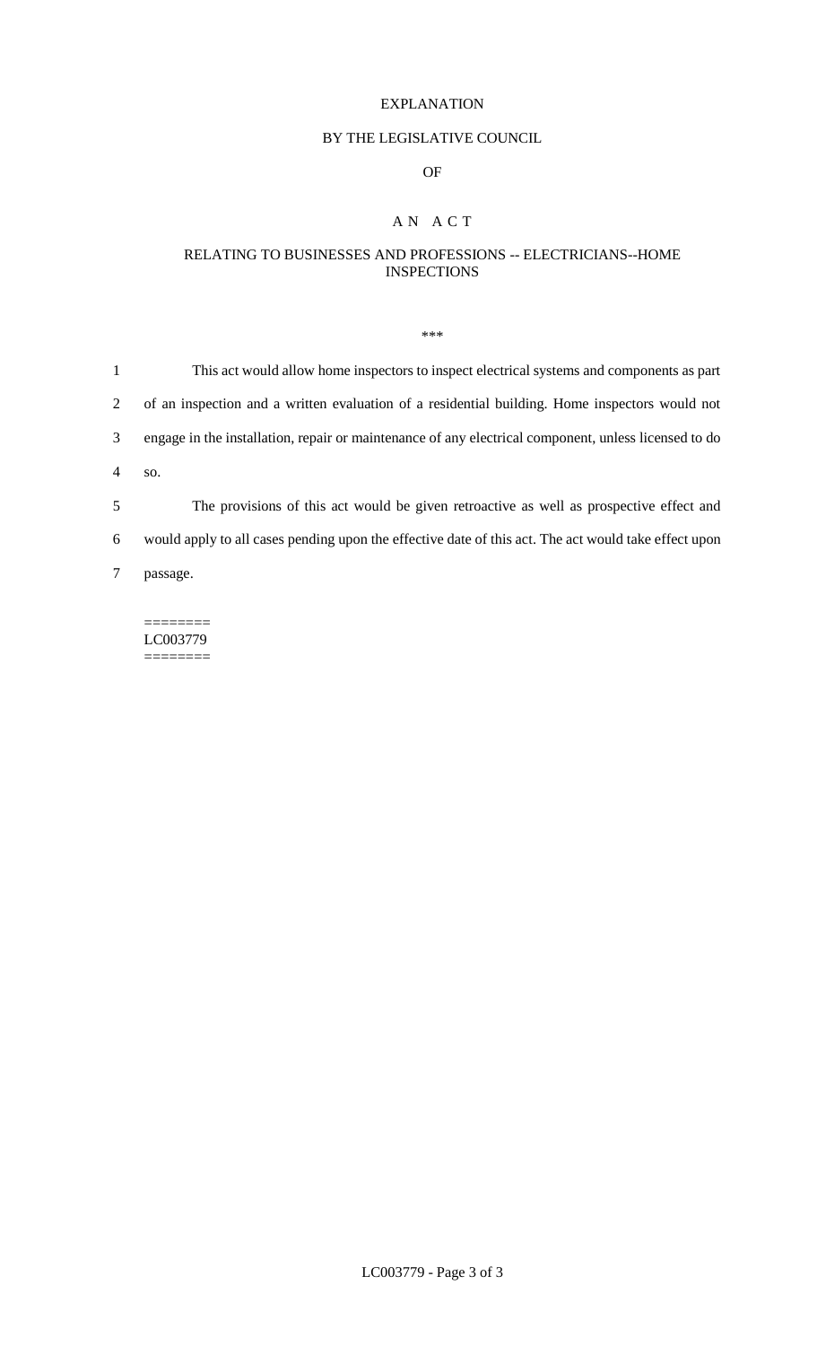# EXPLANATION

## BY THE LEGISLATIVE COUNCIL

### OF

### A N A C T

### RELATING TO BUSINESSES AND PROFESSIONS -- ELECTRICIANS--HOME INSPECTIONS

***

This act would allow home inspectors to inspect electrical systems and components as part of an inspection and a written evaluation of a residential building. Home inspectors would not engage in the installation, repair or maintenance of any electrical component, unless licensed to do so.

The provisions of this act would be given retroactive as well as prospective effect and would apply to all cases pending upon the effective date of this act. The act would take effect upon passage.

========
LC003779
========